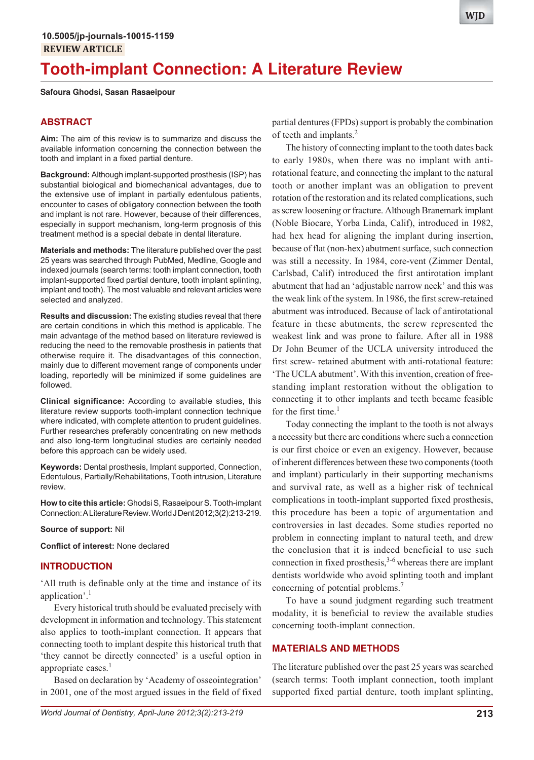10.5005/jp-journals-10015-1159

REVIEW ARTICLE

# Tooth-implant Connection: A Literature Review

**Safoura Ghodsi, Sasan Rasaeipour**

## ABSTRACT

**Aim:** The aim of this review is to summarize and discuss the available information concerning the connection between the tooth and implant in a fixed partial denture.

**Background:** Although implant-supported prosthesis (ISP) has substantial biological and biomechanical advantages, due to the extensive use of implant in partially edentulous patients, encounter to cases of obligatory connection between the tooth and implant is not rare. However, because of their differences, especially in support mechanism, long-term prognosis of this treatment method is a special debate in dental literature.

**Materials and methods:** The literature published over the past 25 years was searched through PubMed, Medline, Google and indexed journals (search terms: tooth implant connection, tooth implant-supported fixed partial denture, tooth implant splinting, implant and tooth). The most valuable and relevant articles were selected and analyzed.

**Results and discussion:** The existing studies reveal that there are certain conditions in which this method is applicable. The main advantage of the method based on literature reviewed is reducing the need to the removable prosthesis in patients that otherwise require it. The disadvantages of this connection, mainly due to different movement range of components under loading, reportedly will be minimized if some guidelines are followed.

**Clinical significance:** According to available studies, this literature review supports tooth-implant connection technique where indicated, with complete attention to prudent guidelines. Further researches preferably concentrating on new methods and also long-term longitudinal studies are certainly needed before this approach can be widely used.

**Keywords:** Dental prosthesis, Implant supported, Connection, Edentulous, Partially/Rehabilitations, Tooth intrusion, Literature review.

**How to cite this article:** Ghodsi S, Rasaeipour S. Tooth-implant Connection: A Literature Review. World J Dent 2012;3(2):213-219.

**Source of support:** Nil

**Conflict of interest:** None declared

## INTRODUCTION

'All truth is definable only at the time and instance of its application'.[1]

Every historical truth should be evaluated precisely with development in information and technology. This statement also applies to tooth-implant connection. It appears that connecting tooth to implant despite this historical truth that 'they cannot be directly connected' is a useful option in appropriate cases.[1]

Based on declaration by 'Academy of osseointegration' in 2001, one of the most argued issues in the field of fixed partial dentures (FPDs) support is probably the combination of teeth and implants.[2]

The history of connecting implant to the tooth dates back to early 1980s, when there was no implant with anti-rotational feature, and connecting the implant to the natural tooth or another implant was an obligation to prevent rotation of the restoration and its related complications, such as screw loosening or fracture. Although Branemark implant (Noble Biocare, Yorba Linda, Calif), introduced in 1982, had hex head for aligning the implant during insertion, because of flat (non-hex) abutment surface, such connection was still a necessity. In 1984, core-vent (Zimmer Dental, Carlsbad, Calif) introduced the first antirotation implant abutment that had an 'adjustable narrow neck' and this was the weak link of the system. In 1986, the first screw-retained abutment was introduced. Because of lack of antirotational feature in these abutments, the screw represented the weakest link and was prone to failure. After all in 1988 Dr John Beumer of the UCLA university introduced the first screw- retained abutment with anti-rotational feature: 'The UCLA abutment'. With this invention, creation of free-standing implant restoration without the obligation to connecting it to other implants and teeth became feasible for the first time.[1]

Today connecting the implant to the tooth is not always a necessity but there are conditions where such a connection is our first choice or even an exigency. However, because of inherent differences between these two components (tooth and implant) particularly in their supporting mechanisms and survival rate, as well as a higher risk of technical complications in tooth-implant supported fixed prosthesis, this procedure has been a topic of argumentation and controversies in last decades. Some studies reported no problem in connecting implant to natural teeth, and drew the conclusion that it is indeed beneficial to use such connection in fixed prosthesis,[3-6] whereas there are implant dentists worldwide who avoid splinting tooth and implant concerning of potential problems.[7]

To have a sound judgment regarding such treatment modality, it is beneficial to review the available studies concerning tooth-implant connection.

## MATERIALS AND METHODS

The literature published over the past 25 years was searched (search terms: Tooth implant connection, tooth implant supported fixed partial denture, tooth implant splinting,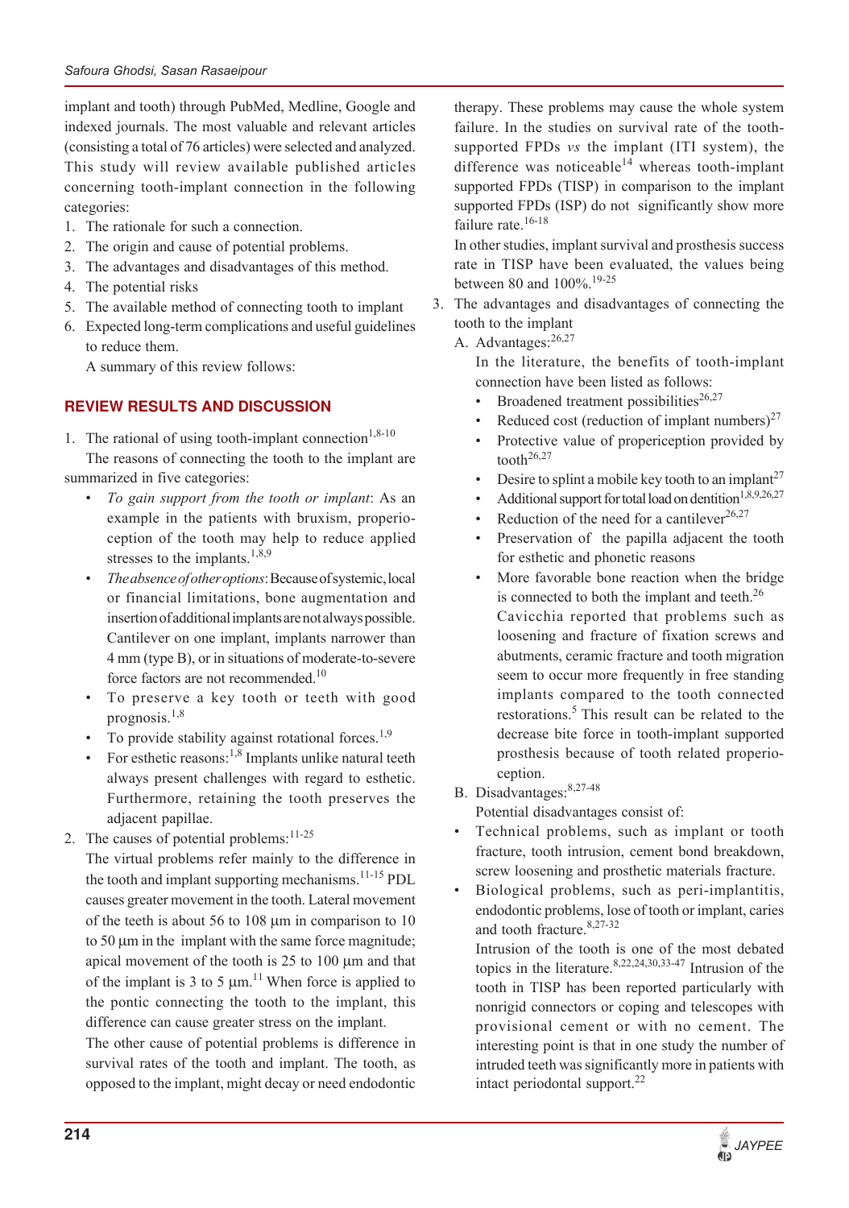implant and tooth) through PubMed, Medline, Google and indexed journals. The most valuable and relevant articles (consisting a total of 76 articles) were selected and analyzed. This study will review available published articles concerning tooth-implant connection in the following categories:

1. The rationale for such a connection.
2. The origin and cause of potential problems.
3. The advantages and disadvantages of this method.
4. The potential risks
5. The available method of connecting tooth to implant
6. Expected long-term complications and useful guidelines to reduce them.

A summary of this review follows:

## REVIEW RESULTS AND DISCUSSION

1. The rational of using tooth-implant connection[1,8-10]

The reasons of connecting the tooth to the implant are summarized in five categories:

- *To gain support from the tooth or implant*: As an example in the patients with bruxism, properioception of the tooth may help to reduce applied stresses to the implants.[1,8,9]
- *The absence of other options*: Because of systemic, local or financial limitations, bone augmentation and insertion of additional implants are not always possible. Cantilever on one implant, implants narrower than 4 mm (type B), or in situations of moderate-to-severe force factors are not recommended.[10]
- To preserve a key tooth or teeth with good prognosis.[1,8]
- To provide stability against rotational forces.[1,9]
- For esthetic reasons:[1,8] Implants unlike natural teeth always present challenges with regard to esthetic. Furthermore, retaining the tooth preserves the adjacent papillae.

2. The causes of potential problems:[11-25]

The virtual problems refer mainly to the difference in the tooth and implant supporting mechanisms.[11-15] PDL causes greater movement in the tooth. Lateral movement of the teeth is about 56 to 108 μm in comparison to 10 to 50 μm in the implant with the same force magnitude; apical movement of the tooth is 25 to 100 μm and that of the implant is 3 to 5 μm.[11] When force is applied to the pontic connecting the tooth to the implant, this difference can cause greater stress on the implant.

The other cause of potential problems is difference in survival rates of the tooth and implant. The tooth, as opposed to the implant, might decay or need endodontic therapy. These problems may cause the whole system failure. In the studies on survival rate of the tooth-supported FPDs *vs* the implant (ITI system), the difference was noticeable[14] whereas tooth-implant supported FPDs (TISP) in comparison to the implant supported FPDs (ISP) do not significantly show more failure rate.[16-18]

In other studies, implant survival and prosthesis success rate in TISP have been evaluated, the values being between 80 and 100%.[19-25]

3. The advantages and disadvantages of connecting the tooth to the implant

   A. Advantages:[26,27]

   In the literature, the benefits of tooth-implant connection have been listed as follows:

   - Broadened treatment possibilities[26,27]
   - Reduced cost (reduction of implant numbers)[27]
   - Protective value of properiception provided by tooth[26,27]
   - Desire to splint a mobile key tooth to an implant[27]
   - Additional support for total load on dentition[1,8,9,26,27]
   - Reduction of the need for a cantilever[26,27]
   - Preservation of the papilla adjacent the tooth for esthetic and phonetic reasons
   - More favorable bone reaction when the bridge is connected to both the implant and teeth.[26]

     Cavicchia reported that problems such as loosening and fracture of fixation screws and abutments, ceramic fracture and tooth migration seem to occur more frequently in free standing implants compared to the tooth connected restorations.[5] This result can be related to the decrease bite force in tooth-implant supported prosthesis because of tooth related properioception.

   B. Disadvantages:[8,27-48]

   Potential disadvantages consist of:

   - Technical problems, such as implant or tooth fracture, tooth intrusion, cement bond breakdown, screw loosening and prosthetic materials fracture.
   - Biological problems, such as peri-implantitis, endodontic problems, lose of tooth or implant, caries and tooth fracture.[8,27-32]

   Intrusion of the tooth is one of the most debated topics in the literature.[8,22,24,30,33-47] Intrusion of the tooth in TISP has been reported particularly with nonrigid connectors or coping and telescopes with provisional cement or with no cement. The interesting point is that in one study the number of intruded teeth was significantly more in patients with intact periodontal support.[22]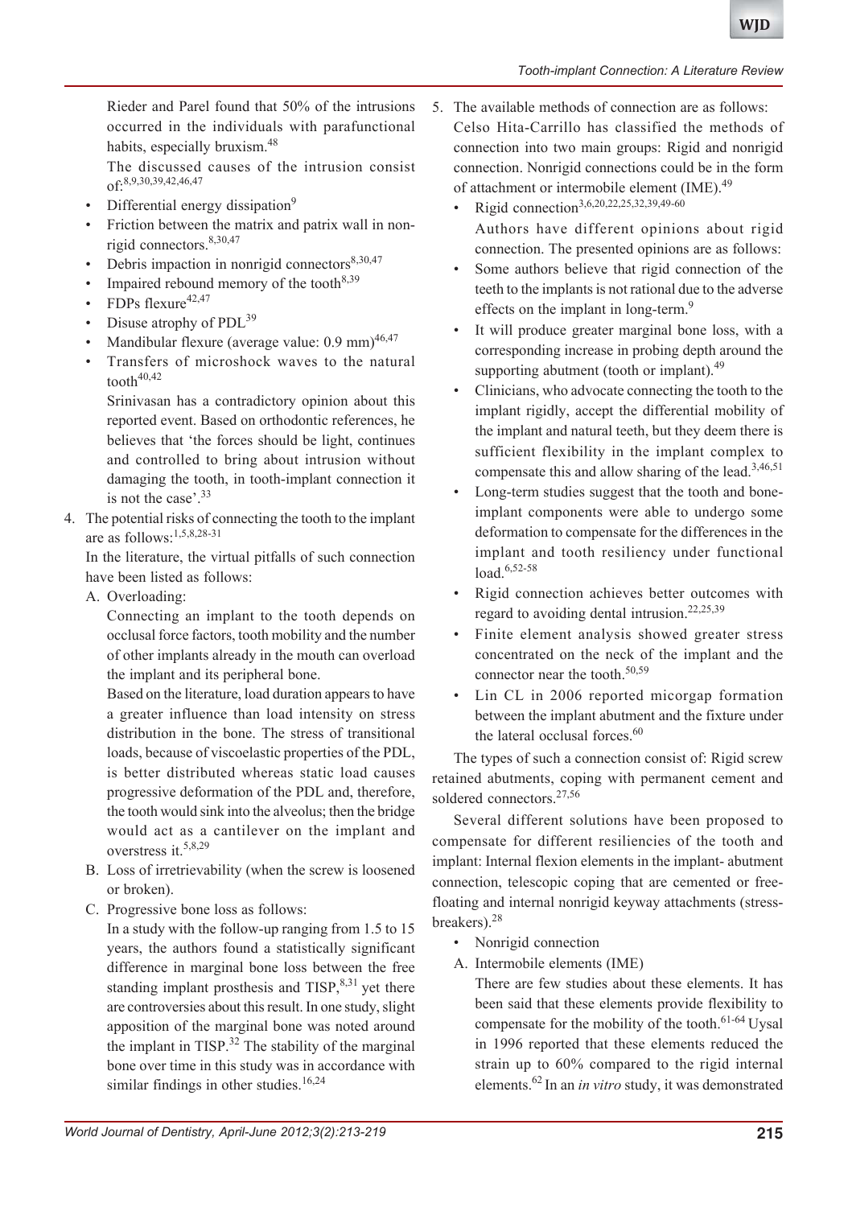Rieder and Parel found that 50% of the intrusions occurred in the individuals with parafunctional habits, especially bruxism.[48]

The discussed causes of the intrusion consist of:[8,9,30,39,42,46,47]

- Differential energy dissipation[9]
- Friction between the matrix and patrix wall in nonrigid connectors.[8,30,47]
- Debris impaction in nonrigid connectors[8,30,47]
- Impaired rebound memory of the tooth[8,39]
- FDPs flexure[42,47]
- Disuse atrophy of PDL[39]
- Mandibular flexure (average value: 0.9 mm)[46,47]
- Transfers of microshock waves to the natural tooth[40,42]

Srinivasan has a contradictory opinion about this reported event. Based on orthodontic references, he believes that 'the forces should be light, continues and controlled to bring about intrusion without damaging the tooth, in tooth-implant connection it is not the case'.[33]

4. The potential risks of connecting the tooth to the implant are as follows:[1,5,8,28-31]

   In the literature, the virtual pitfalls of such connection have been listed as follows:

   A. Overloading:

   Connecting an implant to the tooth depends on occlusal force factors, tooth mobility and the number of other implants already in the mouth can overload the implant and its peripheral bone.

   Based on the literature, load duration appears to have a greater influence than load intensity on stress distribution in the bone. The stress of transitional loads, because of viscoelastic properties of the PDL, is better distributed whereas static load causes progressive deformation of the PDL and, therefore, the tooth would sink into the alveolus; then the bridge would act as a cantilever on the implant and overstress it.[5,8,29]

   B. Loss of irretrievability (when the screw is loosened or broken).

   C. Progressive bone loss as follows:

   In a study with the follow-up ranging from 1.5 to 15 years, the authors found a statistically significant difference in marginal bone loss between the free standing implant prosthesis and TISP,[8,31] yet there are controversies about this result. In one study, slight apposition of the marginal bone was noted around the implant in TISP.[32] The stability of the marginal bone over time in this study was in accordance with similar findings in other studies.[16,24]

5. The available methods of connection are as follows:

   Celso Hita-Carrillo has classified the methods of connection into two main groups: Rigid and nonrigid connection. Nonrigid connections could be in the form of attachment or intermobile element (IME).[49]

   - Rigid connection[3,6,20,22,25,32,39,49-60]

     Authors have different opinions about rigid connection. The presented opinions are as follows:
   - Some authors believe that rigid connection of the teeth to the implants is not rational due to the adverse effects on the implant in long-term.[9]
   - It will produce greater marginal bone loss, with a corresponding increase in probing depth around the supporting abutment (tooth or implant).[49]
   - Clinicians, who advocate connecting the tooth to the implant rigidly, accept the differential mobility of the implant and natural teeth, but they deem there is sufficient flexibility in the implant complex to compensate this and allow sharing of the lead.[3,46,51]
   - Long-term studies suggest that the tooth and bone-implant components were able to undergo some deformation to compensate for the differences in the implant and tooth resiliency under functional load.[6,52-58]
   - Rigid connection achieves better outcomes with regard to avoiding dental intrusion.[22,25,39]
   - Finite element analysis showed greater stress concentrated on the neck of the implant and the connector near the tooth.[50,59]
   - Lin CL in 2006 reported micorgap formation between the implant abutment and the fixture under the lateral occlusal forces.[60]

The types of such a connection consist of: Rigid screw retained abutments, coping with permanent cement and soldered connectors.[27,56]

Several different solutions have been proposed to compensate for different resiliencies of the tooth and implant: Internal flexion elements in the implant- abutment connection, telescopic coping that are cemented or free-floating and internal nonrigid keyway attachments (stress-breakers).[28]

- Nonrigid connection

A. Intermobile elements (IME)

There are few studies about these elements. It has been said that these elements provide flexibility to compensate for the mobility of the tooth.[61-64] Uysal in 1996 reported that these elements reduced the strain up to 60% compared to the rigid internal elements.[62] In an *in vitro* study, it was demonstrated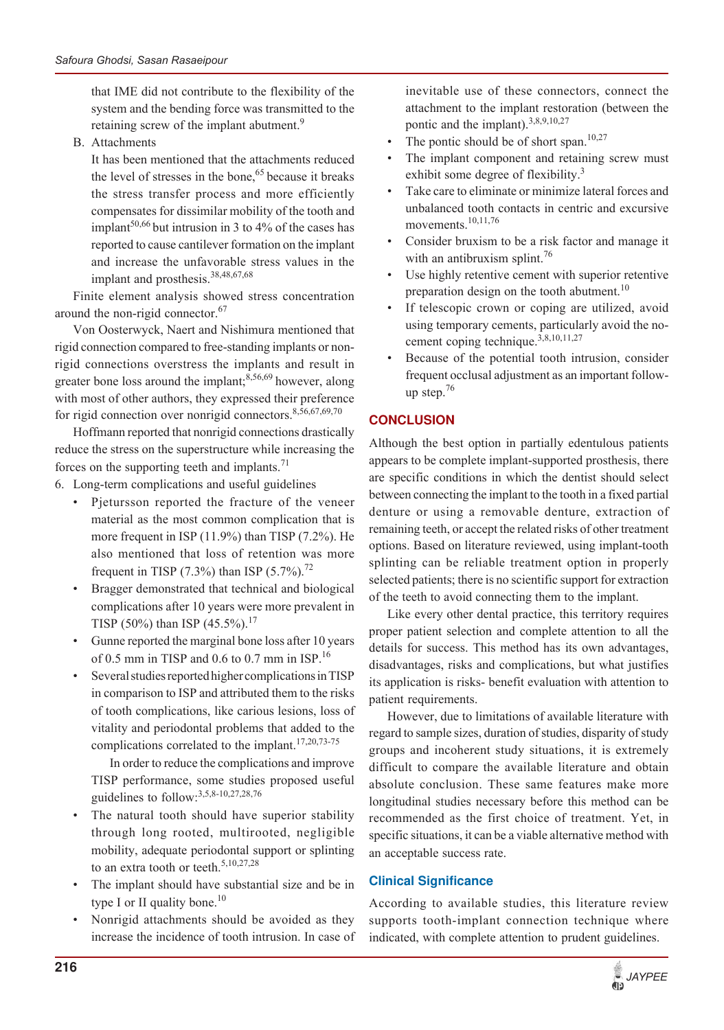that IME did not contribute to the flexibility of the system and the bending force was transmitted to the retaining screw of the implant abutment.[9]

B. Attachments

It has been mentioned that the attachments reduced the level of stresses in the bone,[65] because it breaks the stress transfer process and more efficiently compensates for dissimilar mobility of the tooth and implant[50,66] but intrusion in 3 to 4% of the cases has reported to cause cantilever formation on the implant and increase the unfavorable stress values in the implant and prosthesis.[38,48,67,68]

Finite element analysis showed stress concentration around the non-rigid connector.[67]

Von Oosterwyck, Naert and Nishimura mentioned that rigid connection compared to free-standing implants or non-rigid connections overstress the implants and result in greater bone loss around the implant;[8,56,69] however, along with most of other authors, they expressed their preference for rigid connection over nonrigid connectors.[8,56,67,69,70]

Hoffmann reported that nonrigid connections drastically reduce the stress on the superstructure while increasing the forces on the supporting teeth and implants.[71]

6. Long-term complications and useful guidelines

- Pjetursson reported the fracture of the veneer material as the most common complication that is more frequent in ISP (11.9%) than TISP (7.2%). He also mentioned that loss of retention was more frequent in TISP (7.3%) than ISP (5.7%).[72]
- Bragger demonstrated that technical and biological complications after 10 years were more prevalent in TISP (50%) than ISP (45.5%).[17]
- Gunne reported the marginal bone loss after 10 years of 0.5 mm in TISP and 0.6 to 0.7 mm in ISP.[16]
- Several studies reported higher complications in TISP in comparison to ISP and attributed them to the risks of tooth complications, like carious lesions, loss of vitality and periodontal problems that added to the complications correlated to the implant.[17,20,73-75]

  In order to reduce the complications and improve TISP performance, some studies proposed useful guidelines to follow:[3,5,8-10,27,28,76]

- The natural tooth should have superior stability through long rooted, multirooted, negligible mobility, adequate periodontal support or splinting to an extra tooth or teeth.[5,10,27,28]
- The implant should have substantial size and be in type I or II quality bone.[10]
- Nonrigid attachments should be avoided as they increase the incidence of tooth intrusion. In case of inevitable use of these connectors, connect the attachment to the implant restoration (between the pontic and the implant).[3,8,9,10,27]
- The pontic should be of short span.[10,27]
- The implant component and retaining screw must exhibit some degree of flexibility.[3]
- Take care to eliminate or minimize lateral forces and unbalanced tooth contacts in centric and excursive movements.[10,11,76]
- Consider bruxism to be a risk factor and manage it with an antibruxism splint.[76]
- Use highly retentive cement with superior retentive preparation design on the tooth abutment.[10]
- If telescopic crown or coping are utilized, avoid using temporary cements, particularly avoid the no-cement coping technique.[3,8,10,11,27]
- Because of the potential tooth intrusion, consider frequent occlusal adjustment as an important follow-up step.[76]

## CONCLUSION

Although the best option in partially edentulous patients appears to be complete implant-supported prosthesis, there are specific conditions in which the dentist should select between connecting the implant to the tooth in a fixed partial denture or using a removable denture, extraction of remaining teeth, or accept the related risks of other treatment options. Based on literature reviewed, using implant-tooth splinting can be reliable treatment option in properly selected patients; there is no scientific support for extraction of the teeth to avoid connecting them to the implant.

Like every other dental practice, this territory requires proper patient selection and complete attention to all the details for success. This method has its own advantages, disadvantages, risks and complications, but what justifies its application is risks- benefit evaluation with attention to patient requirements.

However, due to limitations of available literature with regard to sample sizes, duration of studies, disparity of study groups and incoherent study situations, it is extremely difficult to compare the available literature and obtain absolute conclusion. These same features make more longitudinal studies necessary before this method can be recommended as the first choice of treatment. Yet, in specific situations, it can be a viable alternative method with an acceptable success rate.

### Clinical Significance

According to available studies, this literature review supports tooth-implant connection technique where indicated, with complete attention to prudent guidelines.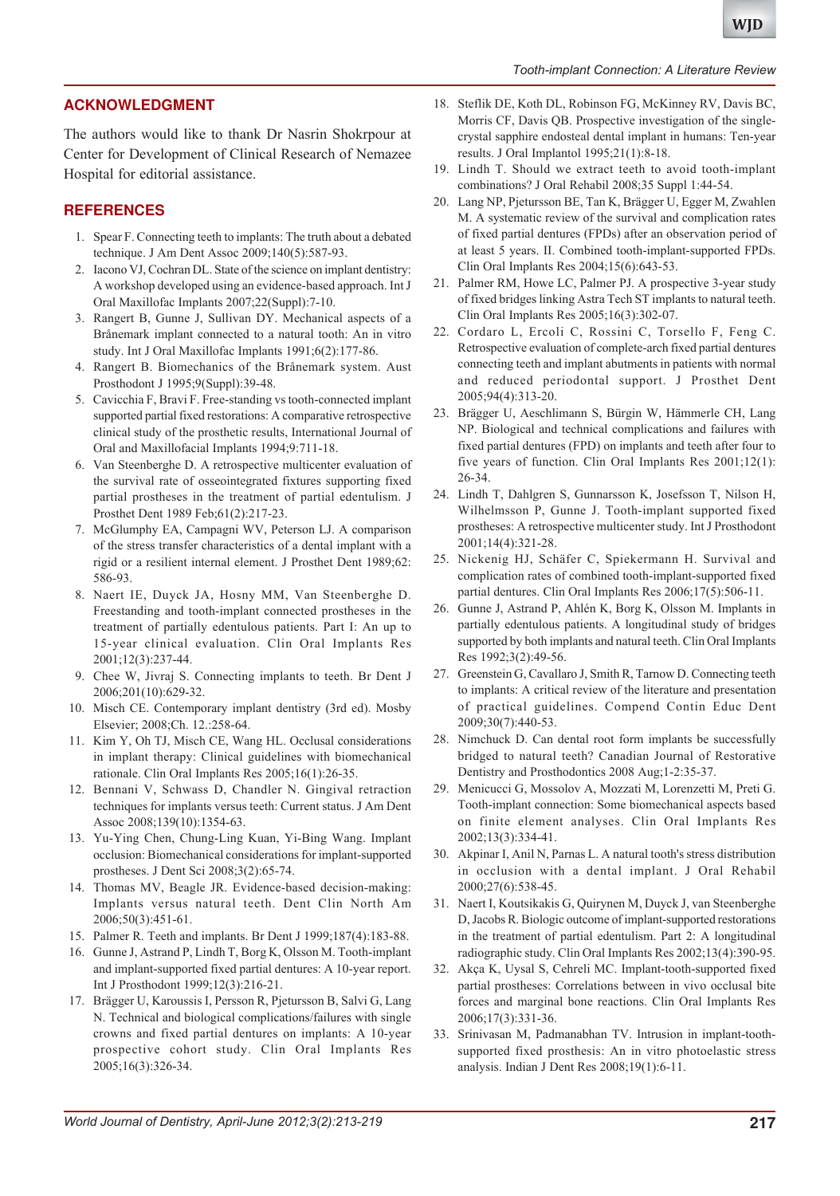## ACKNOWLEDGMENT

The authors would like to thank Dr Nasrin Shokrpour at Center for Development of Clinical Research of Nemazee Hospital for editorial assistance.

## REFERENCES

1. Spear F. Connecting teeth to implants: The truth about a debated technique. J Am Dent Assoc 2009;140(5):587-93.
2. Iacono VJ, Cochran DL. State of the science on implant dentistry: A workshop developed using an evidence-based approach. Int J Oral Maxillofac Implants 2007;22(Suppl):7-10.
3. Rangert B, Gunne J, Sullivan DY. Mechanical aspects of a Brånemark implant connected to a natural tooth: An in vitro study. Int J Oral Maxillofac Implants 1991;6(2):177-86.
4. Rangert B. Biomechanics of the Brånemark system. Aust Prosthodont J 1995;9(Suppl):39-48.
5. Cavicchia F, Bravi F. Free-standing vs tooth-connected implant supported partial fixed restorations: A comparative retrospective clinical study of the prosthetic results, International Journal of Oral and Maxillofacial Implants 1994;9:711-18.
6. Van Steenberghe D. A retrospective multicenter evaluation of the survival rate of osseointegrated fixtures supporting fixed partial prostheses in the treatment of partial edentulism. J Prosthet Dent 1989 Feb;61(2):217-23.
7. McGlumphy EA, Campagni WV, Peterson LJ. A comparison of the stress transfer characteristics of a dental implant with a rigid or a resilient internal element. J Prosthet Dent 1989;62: 586-93.
8. Naert IE, Duyck JA, Hosny MM, Van Steenberghe D. Freestanding and tooth-implant connected prostheses in the treatment of partially edentulous patients. Part I: An up to 15-year clinical evaluation. Clin Oral Implants Res 2001;12(3):237-44.
9. Chee W, Jivraj S. Connecting implants to teeth. Br Dent J 2006;201(10):629-32.
10. Misch CE. Contemporary implant dentistry (3rd ed). Mosby Elsevier; 2008;Ch. 12.:258-64.
11. Kim Y, Oh TJ, Misch CE, Wang HL. Occlusal considerations in implant therapy: Clinical guidelines with biomechanical rationale. Clin Oral Implants Res 2005;16(1):26-35.
12. Bennani V, Schwass D, Chandler N. Gingival retraction techniques for implants versus teeth: Current status. J Am Dent Assoc 2008;139(10):1354-63.
13. Yu-Ying Chen, Chung-Ling Kuan, Yi-Bing Wang. Implant occlusion: Biomechanical considerations for implant-supported prostheses. J Dent Sci 2008;3(2):65-74.
14. Thomas MV, Beagle JR. Evidence-based decision-making: Implants versus natural teeth. Dent Clin North Am 2006;50(3):451-61.
15. Palmer R. Teeth and implants. Br Dent J 1999;187(4):183-88.
16. Gunne J, Astrand P, Lindh T, Borg K, Olsson M. Tooth-implant and implant-supported fixed partial dentures: A 10-year report. Int J Prosthodont 1999;12(3):216-21.
17. Brägger U, Karoussis I, Persson R, Pjetursson B, Salvi G, Lang N. Technical and biological complications/failures with single crowns and fixed partial dentures on implants: A 10-year prospective cohort study. Clin Oral Implants Res 2005;16(3):326-34.
18. Steflik DE, Koth DL, Robinson FG, McKinney RV, Davis BC, Morris CF, Davis QB. Prospective investigation of the single-crystal sapphire endosteal dental implant in humans: Ten-year results. J Oral Implantol 1995;21(1):8-18.
19. Lindh T. Should we extract teeth to avoid tooth-implant combinations? J Oral Rehabil 2008;35 Suppl 1:44-54.
20. Lang NP, Pjetursson BE, Tan K, Brägger U, Egger M, Zwahlen M. A systematic review of the survival and complication rates of fixed partial dentures (FPDs) after an observation period of at least 5 years. II. Combined tooth-implant-supported FPDs. Clin Oral Implants Res 2004;15(6):643-53.
21. Palmer RM, Howe LC, Palmer PJ. A prospective 3-year study of fixed bridges linking Astra Tech ST implants to natural teeth. Clin Oral Implants Res 2005;16(3):302-07.
22. Cordaro L, Ercoli C, Rossini C, Torsello F, Feng C. Retrospective evaluation of complete-arch fixed partial dentures connecting teeth and implant abutments in patients with normal and reduced periodontal support. J Prosthet Dent 2005;94(4):313-20.
23. Brägger U, Aeschlimann S, Bürgin W, Hämmerle CH, Lang NP. Biological and technical complications and failures with fixed partial dentures (FPD) on implants and teeth after four to five years of function. Clin Oral Implants Res 2001;12(1): 26-34.
24. Lindh T, Dahlgren S, Gunnarsson K, Josefsson T, Nilson H, Wilhelmsson P, Gunne J. Tooth-implant supported fixed prostheses: A retrospective multicenter study. Int J Prosthodont 2001;14(4):321-28.
25. Nickenig HJ, Schäfer C, Spiekermann H. Survival and complication rates of combined tooth-implant-supported fixed partial dentures. Clin Oral Implants Res 2006;17(5):506-11.
26. Gunne J, Astrand P, Ahlén K, Borg K, Olsson M. Implants in partially edentulous patients. A longitudinal study of bridges supported by both implants and natural teeth. Clin Oral Implants Res 1992;3(2):49-56.
27. Greenstein G, Cavallaro J, Smith R, Tarnow D. Connecting teeth to implants: A critical review of the literature and presentation of practical guidelines. Compend Contin Educ Dent 2009;30(7):440-53.
28. Nimchuck D. Can dental root form implants be successfully bridged to natural teeth? Canadian Journal of Restorative Dentistry and Prosthodontics 2008 Aug;1-2:35-37.
29. Menicucci G, Mossolov A, Mozzati M, Lorenzetti M, Preti G. Tooth-implant connection: Some biomechanical aspects based on finite element analyses. Clin Oral Implants Res 2002;13(3):334-41.
30. Akpinar I, Anil N, Parnas L. A natural tooth's stress distribution in occlusion with a dental implant. J Oral Rehabil 2000;27(6):538-45.
31. Naert I, Koutsikakis G, Quirynen M, Duyck J, van Steenberghe D, Jacobs R. Biologic outcome of implant-supported restorations in the treatment of partial edentulism. Part 2: A longitudinal radiographic study. Clin Oral Implants Res 2002;13(4):390-95.
32. Akça K, Uysal S, Cehreli MC. Implant-tooth-supported fixed partial prostheses: Correlations between in vivo occlusal bite forces and marginal bone reactions. Clin Oral Implants Res 2006;17(3):331-36.
33. Srinivasan M, Padmanabhan TV. Intrusion in implant-tooth-supported fixed prosthesis: An in vitro photoelastic stress analysis. Indian J Dent Res 2008;19(1):6-11.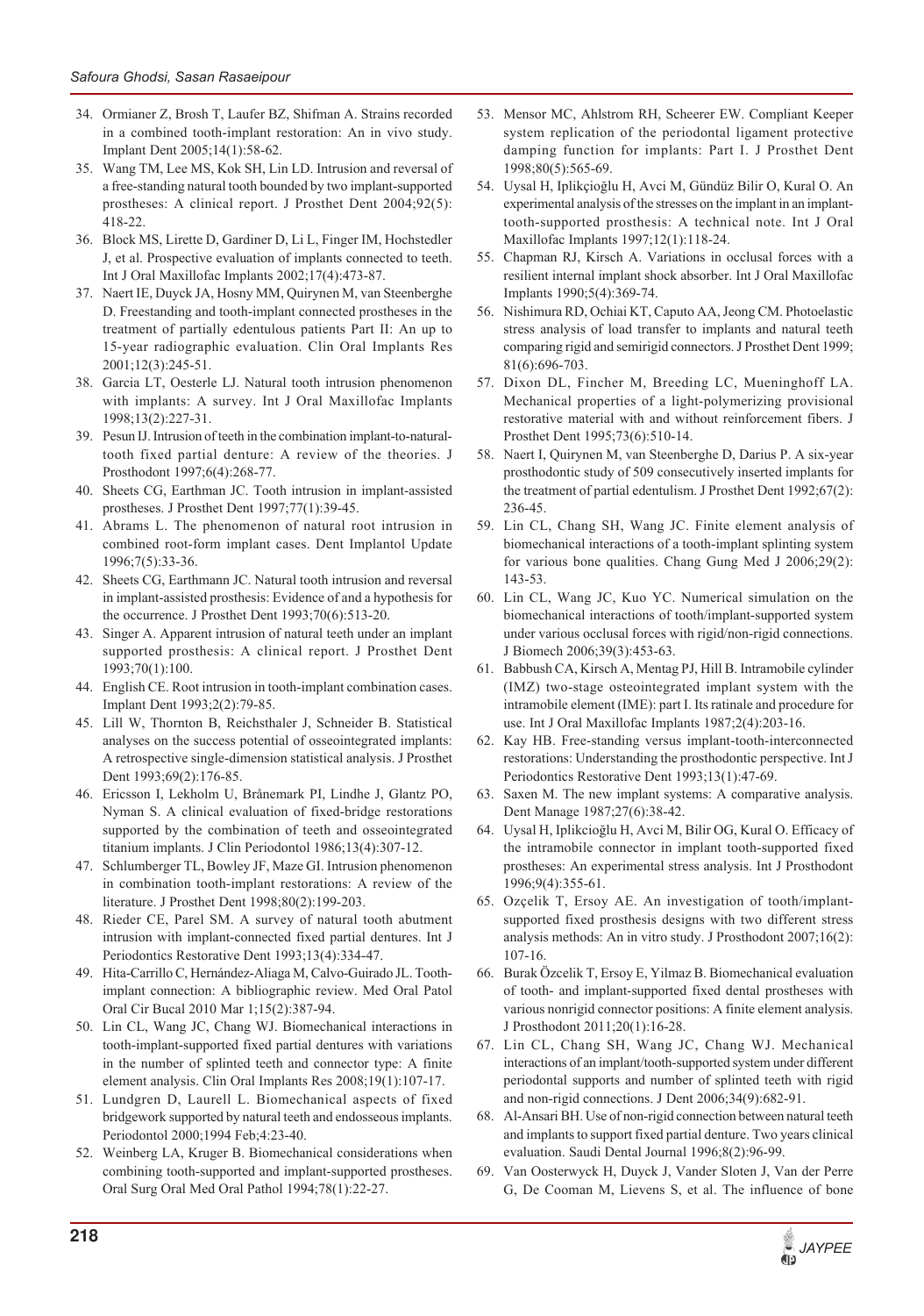34. Ormianer Z, Brosh T, Laufer BZ, Shifman A. Strains recorded in a combined tooth-implant restoration: An in vivo study. Implant Dent 2005;14(1):58-62.
35. Wang TM, Lee MS, Kok SH, Lin LD. Intrusion and reversal of a free-standing natural tooth bounded by two implant-supported prostheses: A clinical report. J Prosthet Dent 2004;92(5): 418-22.
36. Block MS, Lirette D, Gardiner D, Li L, Finger IM, Hochstedler J, et al. Prospective evaluation of implants connected to teeth. Int J Oral Maxillofac Implants 2002;17(4):473-87.
37. Naert IE, Duyck JA, Hosny MM, Quirynen M, van Steenberghe D. Freestanding and tooth-implant connected prostheses in the treatment of partially edentulous patients Part II: An up to 15-year radiographic evaluation. Clin Oral Implants Res 2001;12(3):245-51.
38. Garcia LT, Oesterle LJ. Natural tooth intrusion phenomenon with implants: A survey. Int J Oral Maxillofac Implants 1998;13(2):227-31.
39. Pesun IJ. Intrusion of teeth in the combination implant-to-natural-tooth fixed partial denture: A review of the theories. J Prosthodont 1997;6(4):268-77.
40. Sheets CG, Earthman JC. Tooth intrusion in implant-assisted prostheses. J Prosthet Dent 1997;77(1):39-45.
41. Abrams L. The phenomenon of natural root intrusion in combined root-form implant cases. Dent Implantol Update 1996;7(5):33-36.
42. Sheets CG, Earthmann JC. Natural tooth intrusion and reversal in implant-assisted prosthesis: Evidence of and a hypothesis for the occurrence. J Prosthet Dent 1993;70(6):513-20.
43. Singer A. Apparent intrusion of natural teeth under an implant supported prosthesis: A clinical report. J Prosthet Dent 1993;70(1):100.
44. English CE. Root intrusion in tooth-implant combination cases. Implant Dent 1993;2(2):79-85.
45. Lill W, Thornton B, Reichsthaler J, Schneider B. Statistical analyses on the success potential of osseointegrated implants: A retrospective single-dimension statistical analysis. J Prosthet Dent 1993;69(2):176-85.
46. Ericsson I, Lekholm U, Brånemark PI, Lindhe J, Glantz PO, Nyman S. A clinical evaluation of fixed-bridge restorations supported by the combination of teeth and osseointegrated titanium implants. J Clin Periodontol 1986;13(4):307-12.
47. Schlumberger TL, Bowley JF, Maze GI. Intrusion phenomenon in combination tooth-implant restorations: A review of the literature. J Prosthet Dent 1998;80(2):199-203.
48. Rieder CE, Parel SM. A survey of natural tooth abutment intrusion with implant-connected fixed partial dentures. Int J Periodontics Restorative Dent 1993;13(4):334-47.
49. Hita-Carrillo C, Hernández-Aliaga M, Calvo-Guirado JL. Tooth-implant connection: A bibliographic review. Med Oral Patol Oral Cir Bucal 2010 Mar 1;15(2):387-94.
50. Lin CL, Wang JC, Chang WJ. Biomechanical interactions in tooth-implant-supported fixed partial dentures with variations in the number of splinted teeth and connector type: A finite element analysis. Clin Oral Implants Res 2008;19(1):107-17.
51. Lundgren D, Laurell L. Biomechanical aspects of fixed bridgework supported by natural teeth and endosseous implants. Periodontol 2000;1994 Feb;4:23-40.
52. Weinberg LA, Kruger B. Biomechanical considerations when combining tooth-supported and implant-supported prostheses. Oral Surg Oral Med Oral Pathol 1994;78(1):22-27.
53. Mensor MC, Ahlstrom RH, Scheerer EW. Compliant Keeper system replication of the periodontal ligament protective damping function for implants: Part I. J Prosthet Dent 1998;80(5):565-69.
54. Uysal H, Iplikçioğlu H, Avci M, Gündüz Bilir O, Kural O. An experimental analysis of the stresses on the implant in an implant-tooth-supported prosthesis: A technical note. Int J Oral Maxillofac Implants 1997;12(1):118-24.
55. Chapman RJ, Kirsch A. Variations in occlusal forces with a resilient internal implant shock absorber. Int J Oral Maxillofac Implants 1990;5(4):369-74.
56. Nishimura RD, Ochiai KT, Caputo AA, Jeong CM. Photoelastic stress analysis of load transfer to implants and natural teeth comparing rigid and semirigid connectors. J Prosthet Dent 1999; 81(6):696-703.
57. Dixon DL, Fincher M, Breeding LC, Mueninghoff LA. Mechanical properties of a light-polymerizing provisional restorative material with and without reinforcement fibers. J Prosthet Dent 1995;73(6):510-14.
58. Naert I, Quirynen M, van Steenberghe D, Darius P. A six-year prosthodontic study of 509 consecutively inserted implants for the treatment of partial edentulism. J Prosthet Dent 1992;67(2): 236-45.
59. Lin CL, Chang SH, Wang JC. Finite element analysis of biomechanical interactions of a tooth-implant splinting system for various bone qualities. Chang Gung Med J 2006;29(2): 143-53.
60. Lin CL, Wang JC, Kuo YC. Numerical simulation on the biomechanical interactions of tooth/implant-supported system under various occlusal forces with rigid/non-rigid connections. J Biomech 2006;39(3):453-63.
61. Babbush CA, Kirsch A, Mentag PJ, Hill B. Intramobile cylinder (IMZ) two-stage osteointegrated implant system with the intramobile element (IME): part I. Its ratinale and procedure for use. Int J Oral Maxillofac Implants 1987;2(4):203-16.
62. Kay HB. Free-standing versus implant-tooth-interconnected restorations: Understanding the prosthodontic perspective. Int J Periodontics Restorative Dent 1993;13(1):47-69.
63. Saxen M. The new implant systems: A comparative analysis. Dent Manage 1987;27(6):38-42.
64. Uysal H, Iplikcioğlu H, Avci M, Bilir OG, Kural O. Efficacy of the intramobile connector in implant tooth-supported fixed prostheses: An experimental stress analysis. Int J Prosthodont 1996;9(4):355-61.
65. Ozçelik T, Ersoy AE. An investigation of tooth/implant-supported fixed prosthesis designs with two different stress analysis methods: An in vitro study. J Prosthodont 2007;16(2): 107-16.
66. Burak Özcelik T, Ersoy E, Yilmaz B. Biomechanical evaluation of tooth- and implant-supported fixed dental prostheses with various nonrigid connector positions: A finite element analysis. J Prosthodont 2011;20(1):16-28.
67. Lin CL, Chang SH, Wang JC, Chang WJ. Mechanical interactions of an implant/tooth-supported system under different periodontal supports and number of splinted teeth with rigid and non-rigid connections. J Dent 2006;34(9):682-91.
68. Al-Ansari BH. Use of non-rigid connection between natural teeth and implants to support fixed partial denture. Two years clinical evaluation. Saudi Dental Journal 1996;8(2):96-99.
69. Van Oosterwyck H, Duyck J, Vander Sloten J, Van der Perre G, De Cooman M, Lievens S, et al. The influence of bone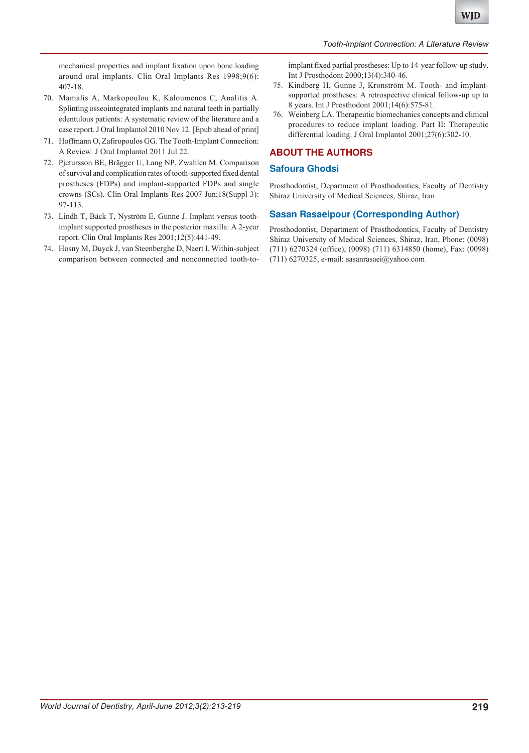mechanical properties and implant fixation upon bone loading around oral implants. Clin Oral Implants Res 1998;9(6): 407-18.

70. Mamalis A, Markopoulou K, Kaloumenos C, Analitis A. Splinting osseointegrated implants and natural teeth in partially edentulous patients: A systematic review of the literature and a case report. J Oral Implantol 2010 Nov 12. [Epub ahead of print]
71. Hoffmann O, Zafiropoulos GG. The Tooth-Implant Connection: A Review. J Oral Implantol 2011 Jul 22.
72. Pjetursson BE, Brägger U, Lang NP, Zwahlen M. Comparison of survival and complication rates of tooth-supported fixed dental prostheses (FDPs) and implant-supported FDPs and single crowns (SCs). Clin Oral Implants Res 2007 Jun;18(Suppl 3): 97-113.
73. Lindh T, Bäck T, Nyström E, Gunne J. Implant versus tooth-implant supported prostheses in the posterior maxilla: A 2-year report. Clin Oral Implants Res 2001;12(5):441-49.
74. Hosny M, Duyck J, van Steenberghe D, Naert I. Within-subject comparison between connected and nonconnected tooth-to-implant fixed partial prostheses: Up to 14-year follow-up study. Int J Prosthodont 2000;13(4):340-46.
75. Kindberg H, Gunne J, Kronström M. Tooth- and implant-supported prostheses: A retrospective clinical follow-up up to 8 years. Int J Prosthodont 2001;14(6):575-81.
76. Weinberg LA. Therapeutic biomechanics concepts and clinical procedures to reduce implant loading. Part II: Therapeutic differential loading. J Oral Implantol 2001;27(6):302-10.

## ABOUT THE AUTHORS

### Safoura Ghodsi

Prosthodontist, Department of Prosthodontics, Faculty of Dentistry Shiraz University of Medical Sciences, Shiraz, Iran

### Sasan Rasaeipour (Corresponding Author)

Prosthodontist, Department of Prosthodontics, Faculty of Dentistry Shiraz University of Medical Sciences, Shiraz, Iran, Phone: (0098) (711) 6270324 (office), (0098) (711) 6314850 (home), Fax: (0098) (711) 6270325, e-mail: sasanrasaei@yahoo.com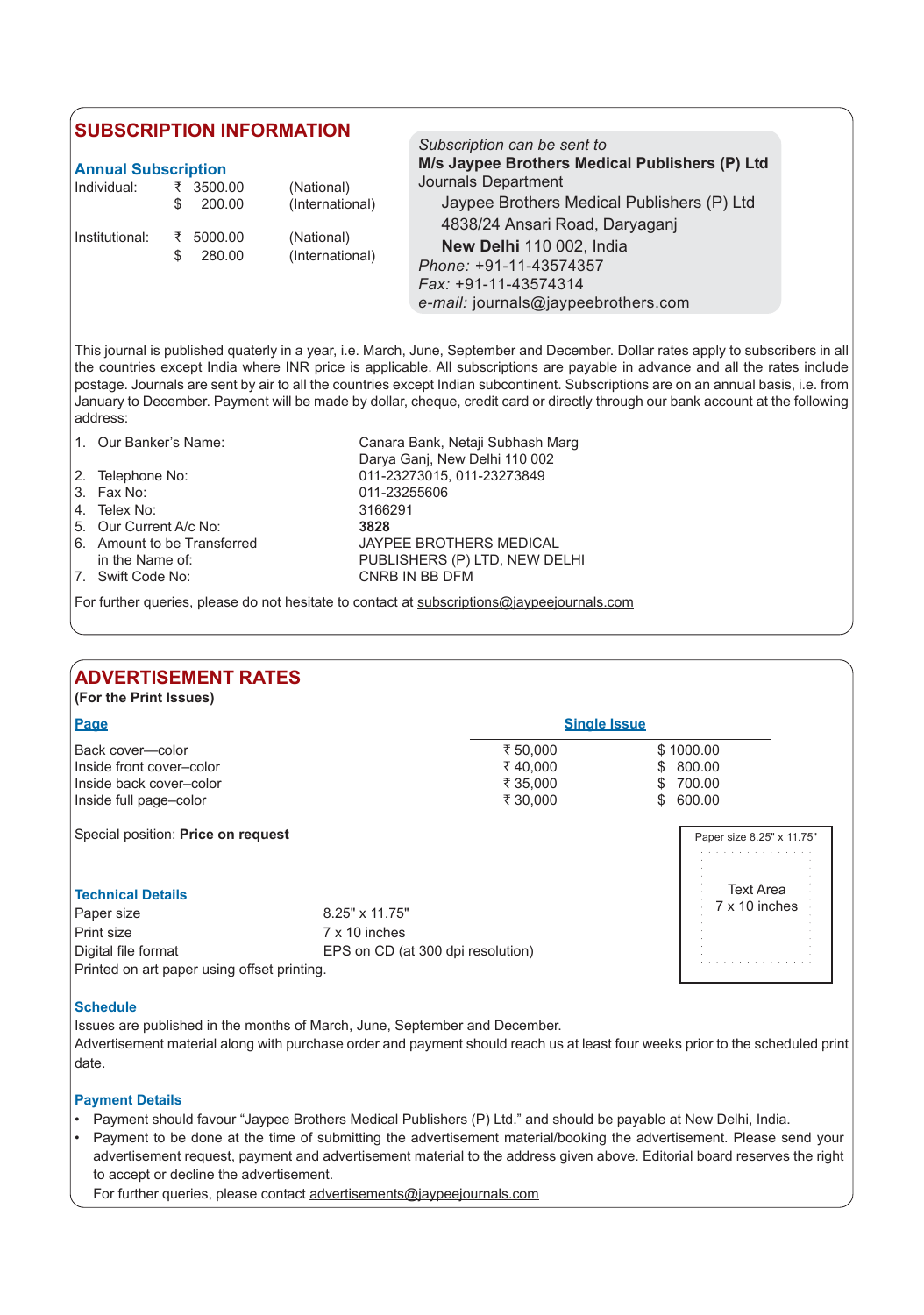## SUBSCRIPTION INFORMATION

### Annual Subscription

| | | |
|---|---|---|
| Individual: | ₹ 3500.00 | (National) |
| | $ 200.00 | (International) |
| Institutional: | ₹ 5000.00 | (National) |
| | $ 280.00 | (International) |

*Subscription can be sent to*
**M/s Jaypee Brothers Medical Publishers (P) Ltd**
Journals Department
Jaypee Brothers Medical Publishers (P) Ltd
4838/24 Ansari Road, Daryaganj
**New Delhi** 110 002, India
*Phone:* +91-11-43574357
*Fax:* +91-11-43574314
*e-mail:* journals@jaypeebrothers.com

This journal is published quaterly in a year, i.e. March, June, September and December. Dollar rates apply to subscribers in all the countries except India where INR price is applicable. All subscriptions are payable in advance and all the rates include postage. Journals are sent by air to all the countries except Indian subcontinent. Subscriptions are on an annual basis, i.e. from January to December. Payment will be made by dollar, cheque, credit card or directly through our bank account at the following address:

1. Our Banker's Name: Canara Bank, Netaji Subhash Marg, Darya Ganj, New Delhi 110 002
2. Telephone No: 011-23273015, 011-23273849
3. Fax No: 011-23255606
4. Telex No: 3166291
5. Our Current A/c No: **3828**
6. Amount to be Transferred in the Name of: JAYPEE BROTHERS MEDICAL PUBLISHERS (P) LTD, NEW DELHI
7. Swift Code No: CNRB IN BB DFM

For further queries, please do not hesitate to contact at subscriptions@jaypeejournals.com

## ADVERTISEMENT RATES

**(For the Print Issues)**

| Page | Single Issue | |
|---|---|---|
| Back cover—color | ₹ 50,000 | $ 1000.00 |
| Inside front cover–color | ₹ 40,000 | $ 800.00 |
| Inside back cover–color | ₹ 35,000 | $ 700.00 |
| Inside full page–color | ₹ 30,000 | $ 600.00 |

Special position: **Price on request**

Paper size 8.25" x 11.75"
Text Area
7 x 10 inches

### Technical Details

| | |
|---|---|
| Paper size | 8.25" x 11.75" |
| Print size | 7 x 10 inches |
| Digital file format | EPS on CD (at 300 dpi resolution) |

Printed on art paper using offset printing.

### Schedule

Issues are published in the months of March, June, September and December.
Advertisement material along with purchase order and payment should reach us at least four weeks prior to the scheduled print date.

### Payment Details

- Payment should favour "Jaypee Brothers Medical Publishers (P) Ltd." and should be payable at New Delhi, India.
- Payment to be done at the time of submitting the advertisement material/booking the advertisement. Please send your advertisement request, payment and advertisement material to the address given above. Editorial board reserves the right to accept or decline the advertisement.
  For further queries, please contact advertisements@jaypeejournals.com